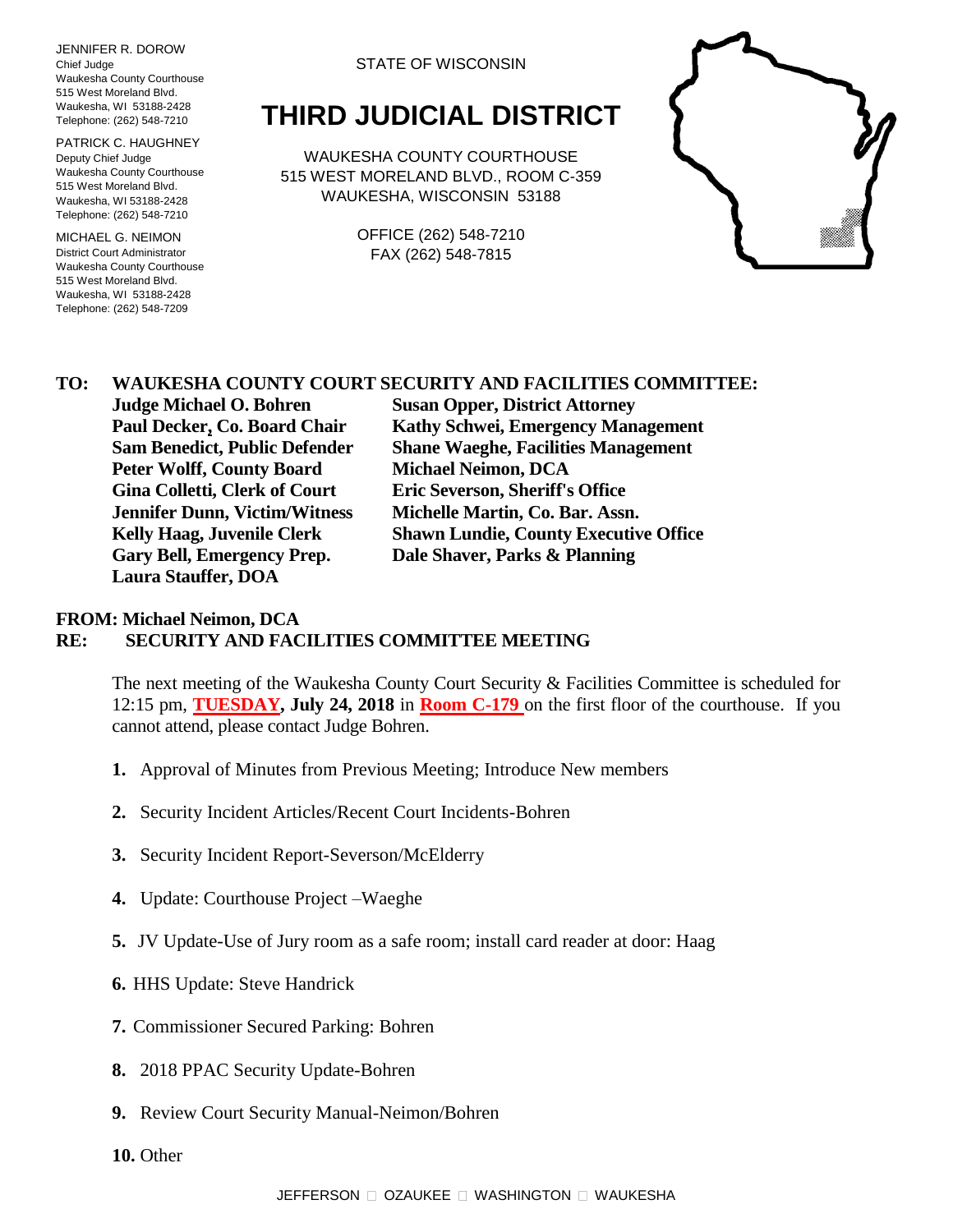JENNIFER R. DOROW
Chief Judge
Waukesha County Courthouse
515 West Moreland Blvd.
Waukesha, WI 53188-2428
Telephone: (262) 548-7210

PATRICK C. HAUGHNEY
Deputy Chief Judge
Waukesha County Courthouse
515 West Moreland Blvd.
Waukesha, WI 53188-2428
Telephone: (262) 548-7210

MICHAEL G. NEIMON
District Court Administrator
Waukesha County Courthouse
515 West Moreland Blvd.
Waukesha, WI 53188-2428
Telephone: (262) 548-7209

STATE OF WISCONSIN

# THIRD JUDICIAL DISTRICT

WAUKESHA COUNTY COURTHOUSE
515 WEST MORELAND BLVD., ROOM C-359
WAUKESHA, WISCONSIN 53188

OFFICE (262) 548-7210
FAX (262) 548-7815

**TO: WAUKESHA COUNTY COURT SECURITY AND FACILITIES COMMITTEE:**

**Judge Michael O. Bohren**
**Paul Decker, Co. Board Chair**
**Sam Benedict, Public Defender**
**Peter Wolff, County Board**
**Gina Colletti, Clerk of Court**
**Jennifer Dunn, Victim/Witness**
**Kelly Haag, Juvenile Clerk**
**Gary Bell, Emergency Prep.**
**Laura Stauffer, DOA**
**Susan Opper, District Attorney**
**Kathy Schwei, Emergency Management**
**Shane Waeghe, Facilities Management**
**Michael Neimon, DCA**
**Eric Severson, Sheriff's Office**
**Michelle Martin, Co. Bar. Assn.**
**Shawn Lundie, County Executive Office**
**Dale Shaver, Parks & Planning**

**FROM: Michael Neimon, DCA**
**RE: SECURITY AND FACILITIES COMMITTEE MEETING**

The next meeting of the Waukesha County Court Security & Facilities Committee is scheduled for 12:15 pm, **TUESDAY, July 24, 2018** in **Room C-179** on the first floor of the courthouse. If you cannot attend, please contact Judge Bohren.

1. Approval of Minutes from Previous Meeting; Introduce New members
2. Security Incident Articles/Recent Court Incidents-Bohren
3. Security Incident Report-Severson/McElderry
4. Update: Courthouse Project –Waeghe
5. JV Update-Use of Jury room as a safe room; install card reader at door: Haag
6. HHS Update: Steve Handrick
7. Commissioner Secured Parking: Bohren
8. 2018 PPAC Security Update-Bohren
9. Review Court Security Manual-Neimon/Bohren
10. Other

JEFFERSON □ OZAUKEE □ WASHINGTON □ WAUKESHA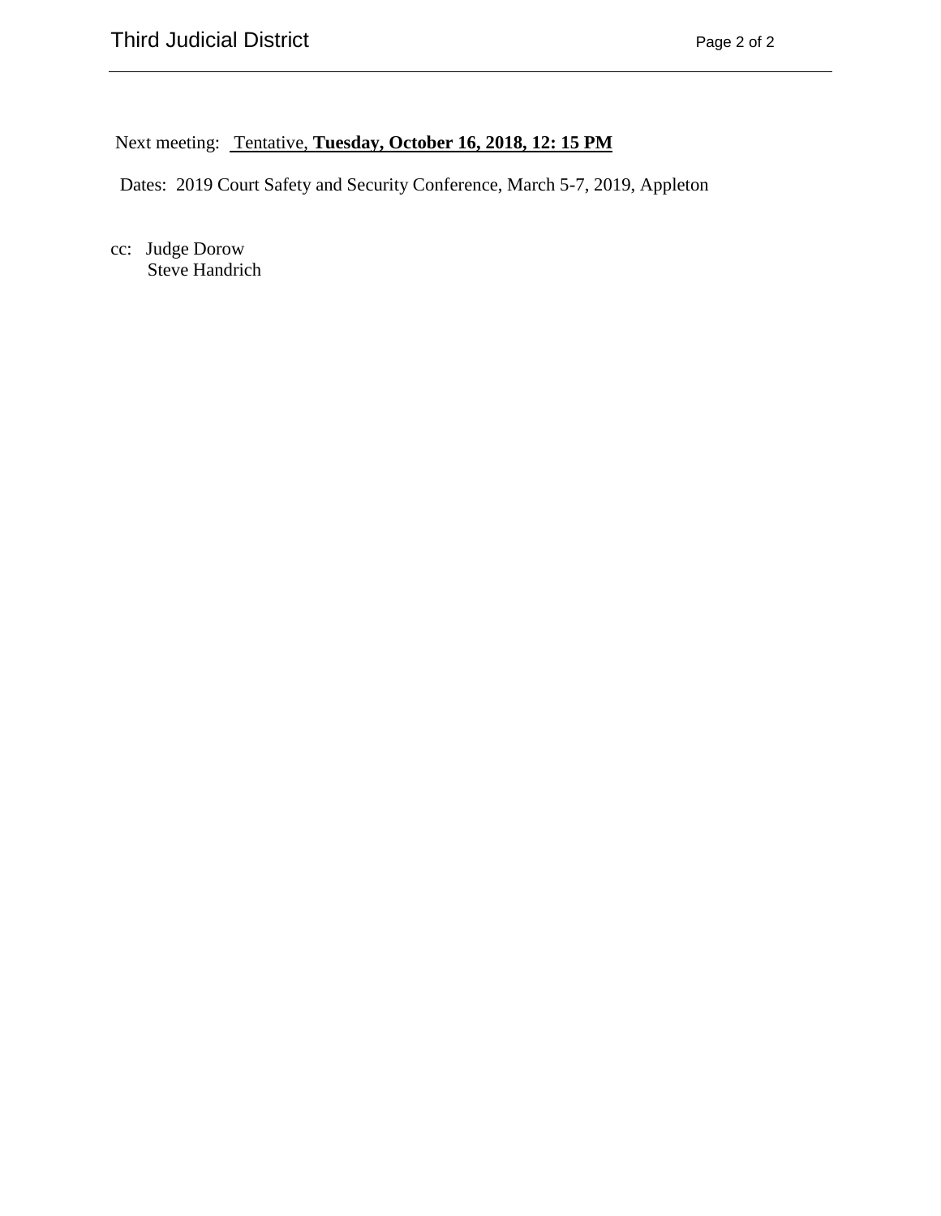Next meeting: <u>Tentative, **Tuesday, October 16, 2018, 12: 15 PM**</u>

Dates: 2019 Court Safety and Security Conference, March 5-7, 2019, Appleton

cc: Judge Dorow
Steve Handrich